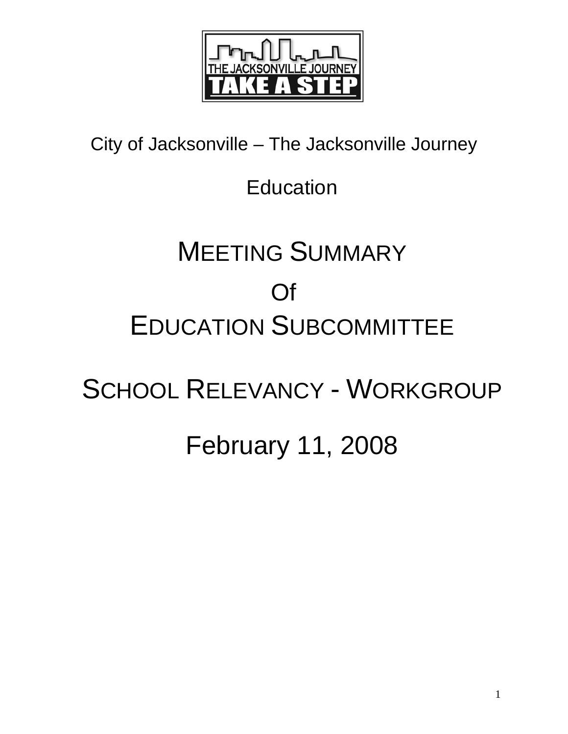THE JACKSONVILLE JOURNEY
TAKE A STEP

City of Jacksonville – The Jacksonville Journey

Education

# MEETING SUMMARY
# Of
# EDUCATION SUBCOMMITTEE

# SCHOOL RELEVANCY - WORKGROUP

# February 11, 2008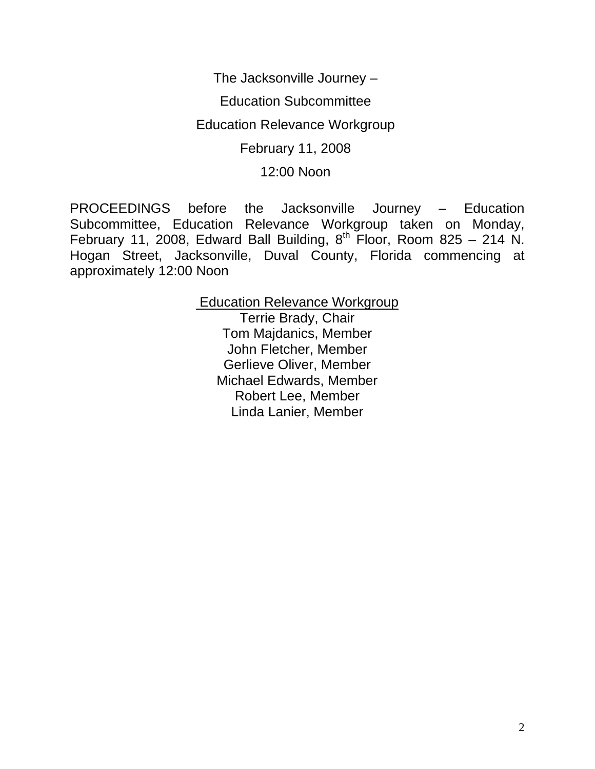The Jacksonville Journey –

Education Subcommittee

Education Relevance Workgroup

February 11, 2008

12:00 Noon

PROCEEDINGS before the Jacksonville Journey – Education Subcommittee, Education Relevance Workgroup taken on Monday, February 11, 2008, Edward Ball Building, 8th Floor, Room 825 – 214 N. Hogan Street, Jacksonville, Duval County, Florida commencing at approximately 12:00 Noon

<u>Education Relevance Workgroup</u>

Terrie Brady, Chair
Tom Majdanics, Member
John Fletcher, Member
Gerlieve Oliver, Member
Michael Edwards, Member
Robert Lee, Member
Linda Lanier, Member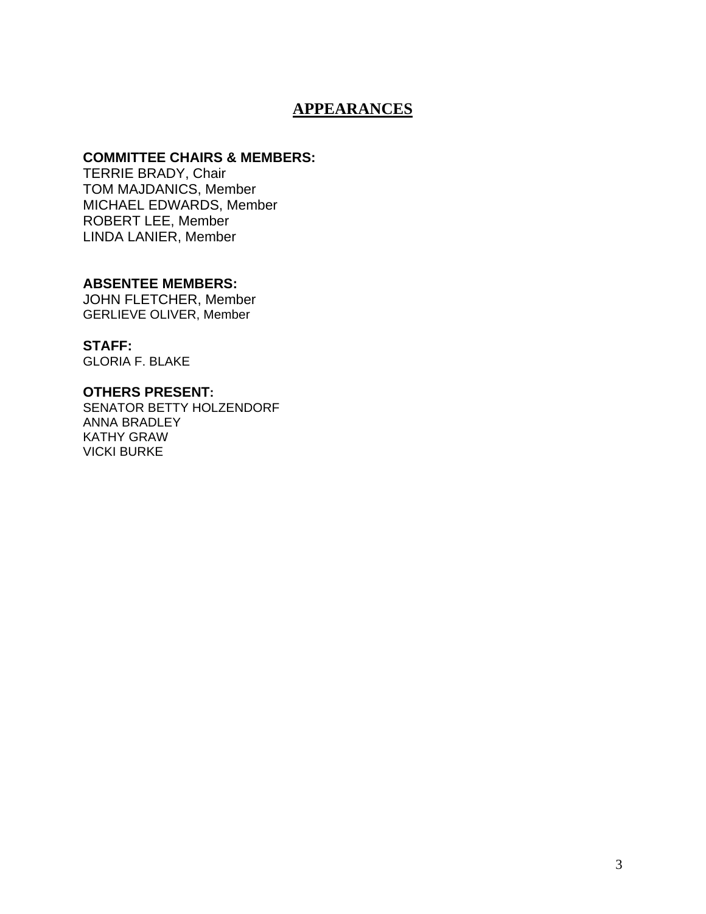# APPEARANCES

**COMMITTEE CHAIRS & MEMBERS:**
TERRIE BRADY, Chair
TOM MAJDANICS, Member
MICHAEL EDWARDS, Member
ROBERT LEE, Member
LINDA LANIER, Member

**ABSENTEE MEMBERS:**
JOHN FLETCHER, Member
GERLIEVE OLIVER, Member

**STAFF:**
GLORIA F. BLAKE

**OTHERS PRESENT:**
SENATOR BETTY HOLZENDORF
ANNA BRADLEY
KATHY GRAW
VICKI BURKE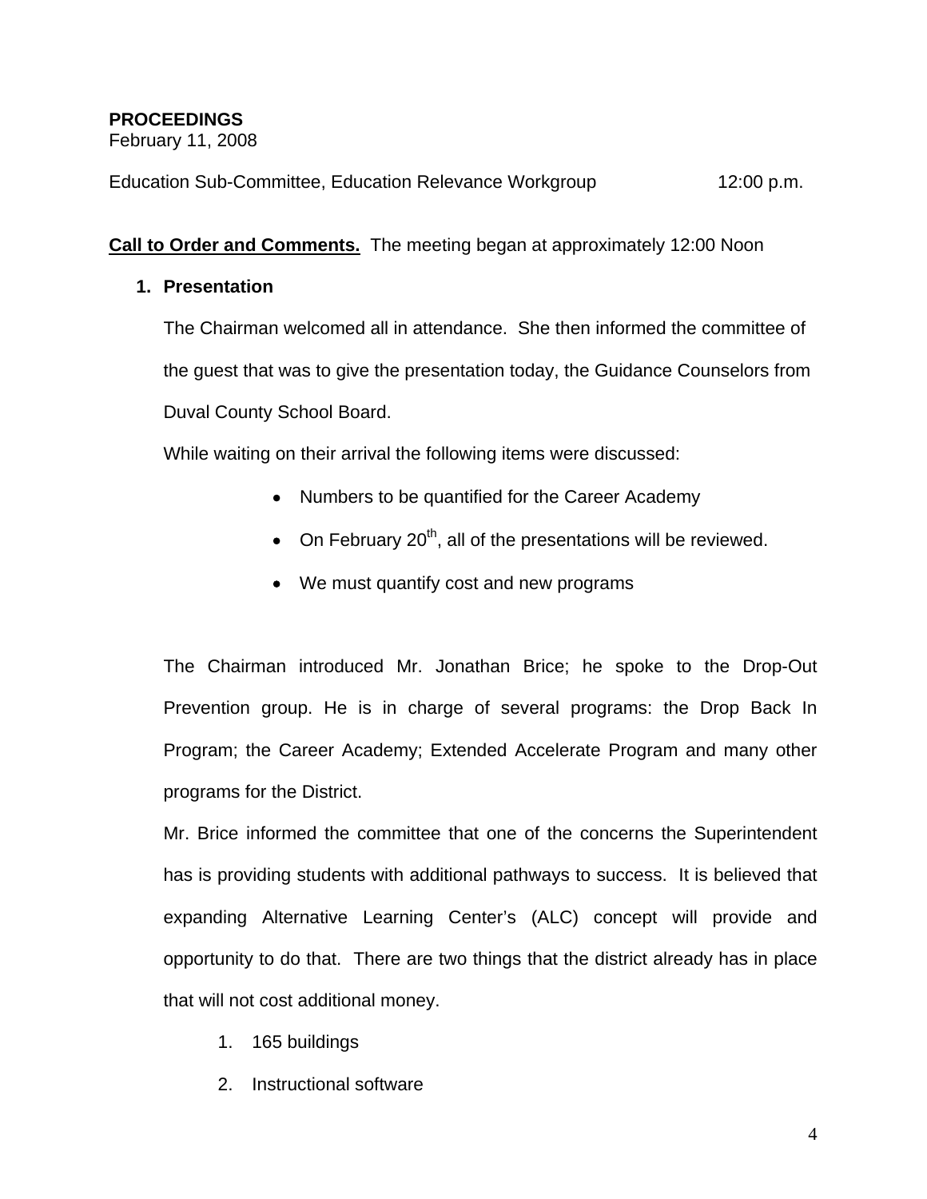**PROCEEDINGS**
February 11, 2008

Education Sub-Committee, Education Relevance Workgroup 12:00 p.m.

**<u>Call to Order and Comments.</u>** The meeting began at approximately 12:00 Noon

1. **Presentation**

   The Chairman welcomed all in attendance. She then informed the committee of the guest that was to give the presentation today, the Guidance Counselors from Duval County School Board.

   While waiting on their arrival the following items were discussed:

   - Numbers to be quantified for the Career Academy
   - On February 20th, all of the presentations will be reviewed.
   - We must quantify cost and new programs

   The Chairman introduced Mr. Jonathan Brice; he spoke to the Drop-Out Prevention group. He is in charge of several programs: the Drop Back In Program; the Career Academy; Extended Accelerate Program and many other programs for the District.

   Mr. Brice informed the committee that one of the concerns the Superintendent has is providing students with additional pathways to success. It is believed that expanding Alternative Learning Center's (ALC) concept will provide and opportunity to do that. There are two things that the district already has in place that will not cost additional money.

   1. 165 buildings
   2. Instructional software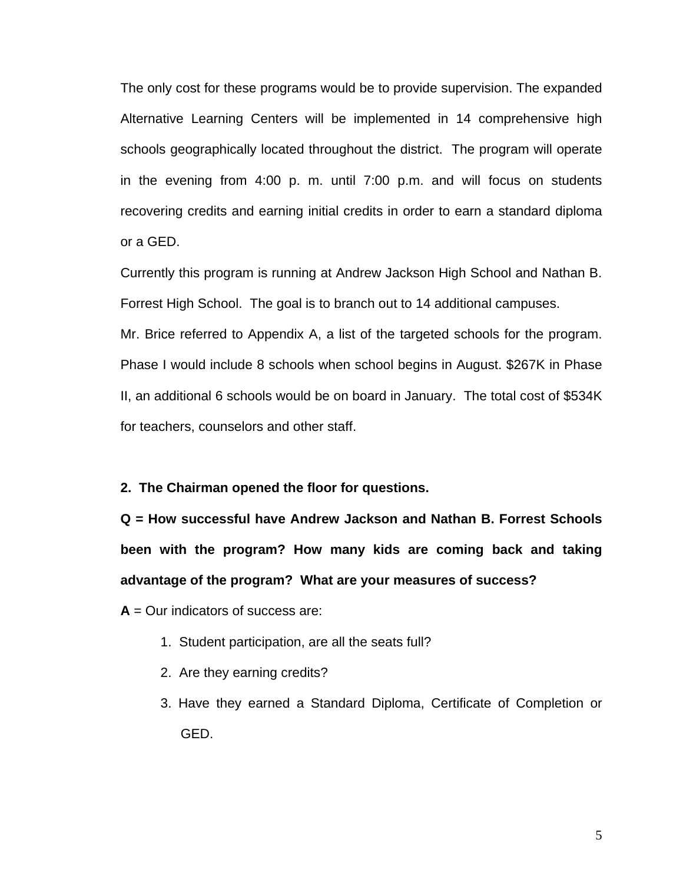The only cost for these programs would be to provide supervision. The expanded Alternative Learning Centers will be implemented in 14 comprehensive high schools geographically located throughout the district. The program will operate in the evening from 4:00 p. m. until 7:00 p.m. and will focus on students recovering credits and earning initial credits in order to earn a standard diploma or a GED.

Currently this program is running at Andrew Jackson High School and Nathan B. Forrest High School. The goal is to branch out to 14 additional campuses.

Mr. Brice referred to Appendix A, a list of the targeted schools for the program. Phase I would include 8 schools when school begins in August. $267K in Phase II, an additional 6 schools would be on board in January. The total cost of $534K for teachers, counselors and other staff.

**2. The Chairman opened the floor for questions.**

**Q = How successful have Andrew Jackson and Nathan B. Forrest Schools been with the program? How many kids are coming back and taking advantage of the program? What are your measures of success?**

**A** = Our indicators of success are:

1. Student participation, are all the seats full?
2. Are they earning credits?
3. Have they earned a Standard Diploma, Certificate of Completion or GED.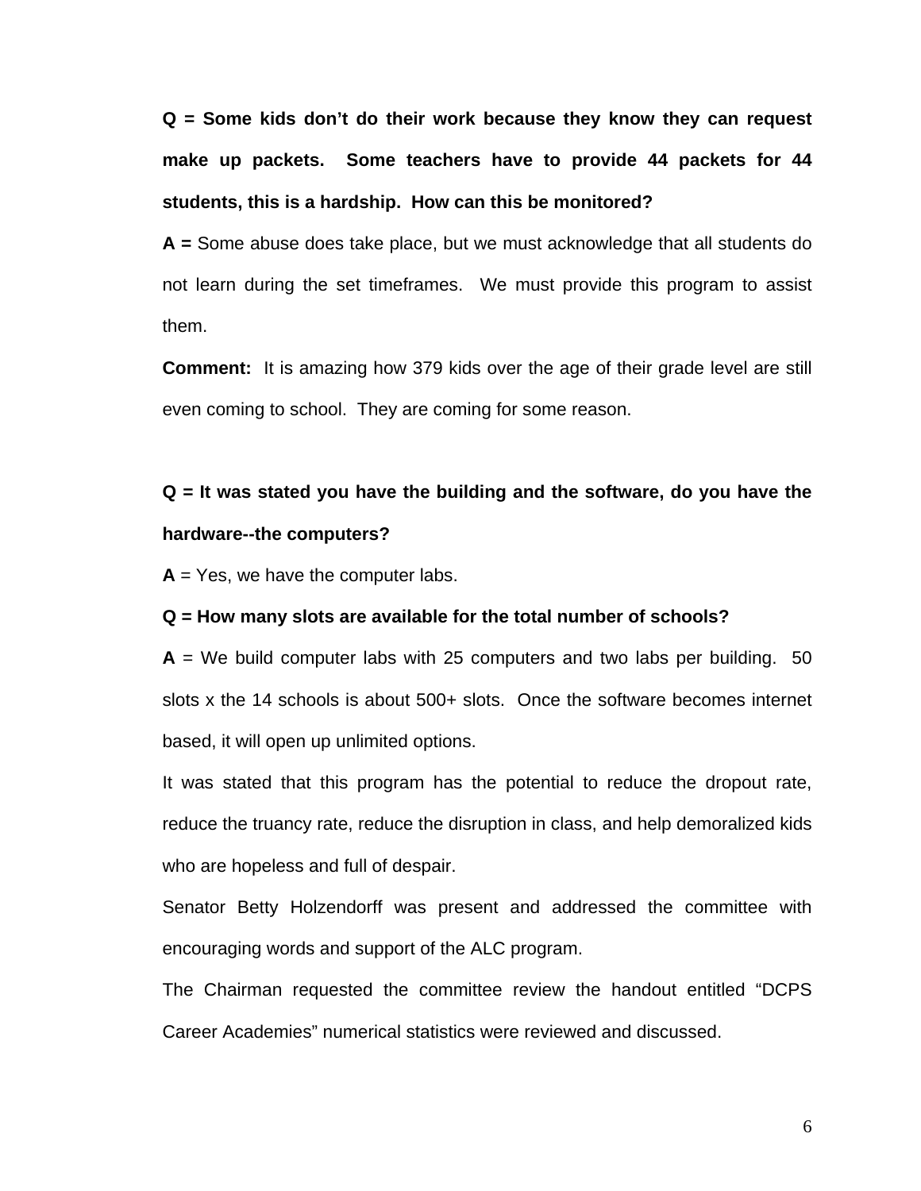**Q = Some kids don't do their work because they know they can request make up packets. Some teachers have to provide 44 packets for 44 students, this is a hardship. How can this be monitored?**

**A =** Some abuse does take place, but we must acknowledge that all students do not learn during the set timeframes. We must provide this program to assist them.

**Comment:** It is amazing how 379 kids over the age of their grade level are still even coming to school. They are coming for some reason.

**Q = It was stated you have the building and the software, do you have the hardware--the computers?**

**A** = Yes, we have the computer labs.

**Q = How many slots are available for the total number of schools?**

**A** = We build computer labs with 25 computers and two labs per building. 50 slots x the 14 schools is about 500+ slots. Once the software becomes internet based, it will open up unlimited options.

It was stated that this program has the potential to reduce the dropout rate, reduce the truancy rate, reduce the disruption in class, and help demoralized kids who are hopeless and full of despair.

Senator Betty Holzendorff was present and addressed the committee with encouraging words and support of the ALC program.

The Chairman requested the committee review the handout entitled "DCPS Career Academies" numerical statistics were reviewed and discussed.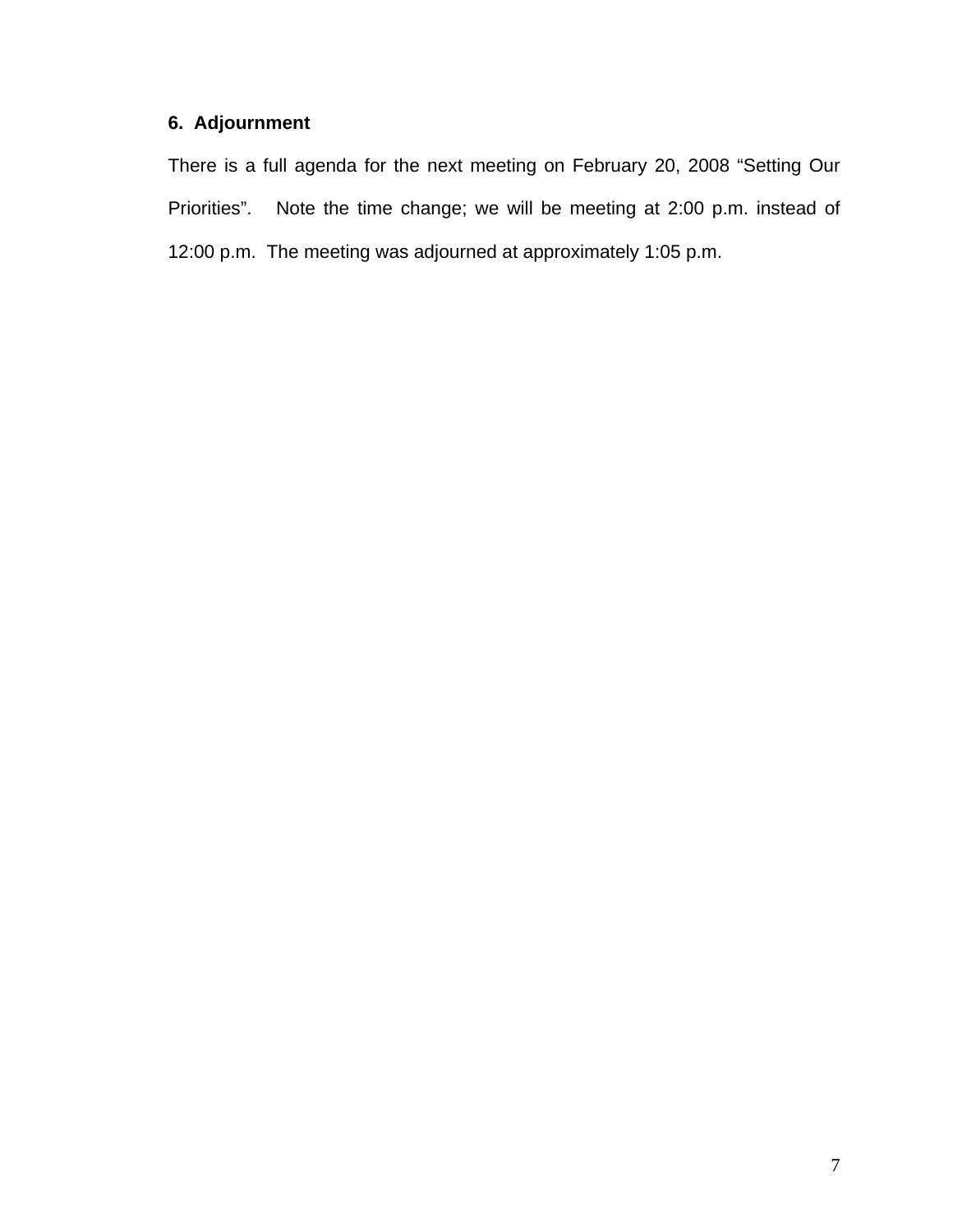**6. Adjournment**

There is a full agenda for the next meeting on February 20, 2008 “Setting Our Priorities”. Note the time change; we will be meeting at 2:00 p.m. instead of 12:00 p.m. The meeting was adjourned at approximately 1:05 p.m.